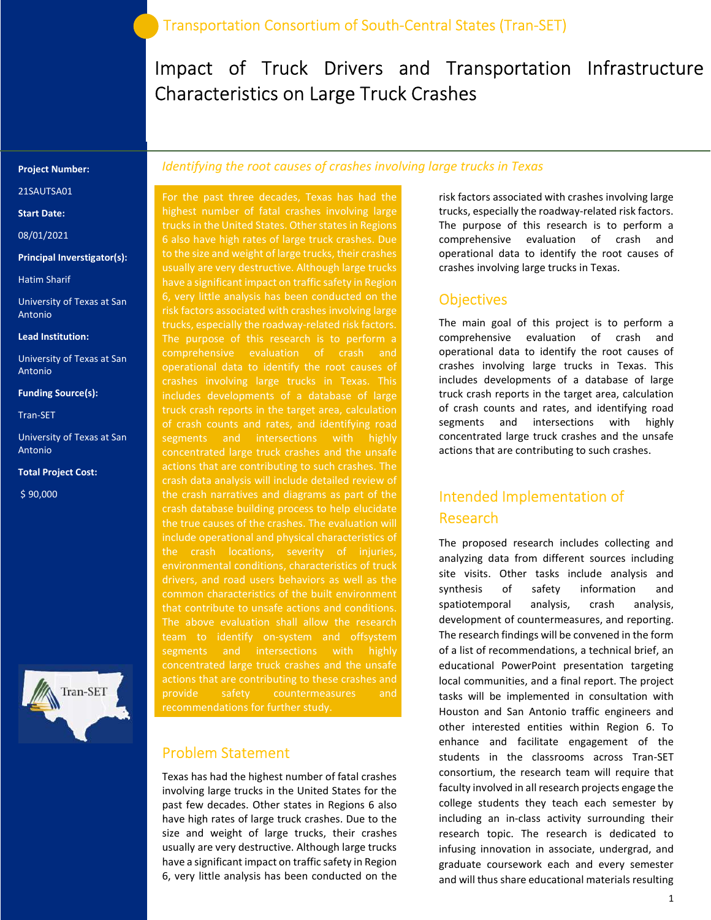Transportation Consortium of South-Central States (Tran-SET)

# Impact of Truck Drivers and Transportation Infrastructure Characteristics on Large Truck Crashes

**Project Number:**

21SAUTSA01

**Start Date:**

08/01/2021

**Principal Inverstigator(s):**

Hatim Sharif

University of Texas at San Antonio

**Lead Institution:**

University of Texas at San Antonio

**Funding Source(s):**

Tran-SET

University of Texas at San Antonio

**Total Project Cost:**

$ 90,000

*Identifying the root causes of crashes involving large trucks in Texas*

For the past three decades, Texas has had the highest number of fatal crashes involving large trucks in the United States. Other states in Regions 6 also have high rates of large truck crashes. Due to the size and weight of large trucks, their crashes usually are very destructive. Although large trucks have a significant impact on traffic safety in Region 6, very little analysis has been conducted on the risk factors associated with crashes involving large trucks, especially the roadway-related risk factors. The purpose of this research is to perform a comprehensive evaluation of crash and operational data to identify the root causes of crashes involving large trucks in Texas. This includes developments of a database of large truck crash reports in the target area, calculation of crash counts and rates, and identifying road segments and intersections with highly concentrated large truck crashes and the unsafe actions that are contributing to such crashes. The crash data analysis will include detailed review of the crash narratives and diagrams as part of the crash database building process to help elucidate the true causes of the crashes. The evaluation will include operational and physical characteristics of the crash locations, severity of injuries, environmental conditions, characteristics of truck drivers, and road users behaviors as well as the common characteristics of the built environment that contribute to unsafe actions and conditions. The above evaluation shall allow the research team to identify on-system and offsystem segments and intersections with highly concentrated large truck crashes and the unsafe actions that are contributing to these crashes and provide safety countermeasures and recommendations for further study.

## Problem Statement

Texas has had the highest number of fatal crashes involving large trucks in the United States for the past few decades. Other states in Regions 6 also have high rates of large truck crashes. Due to the size and weight of large trucks, their crashes usually are very destructive. Although large trucks have a significant impact on traffic safety in Region 6, very little analysis has been conducted on the risk factors associated with crashes involving large trucks, especially the roadway-related risk factors. The purpose of this research is to perform a comprehensive evaluation of crash and operational data to identify the root causes of crashes involving large trucks in Texas.

## Objectives

The main goal of this project is to perform a comprehensive evaluation of crash and operational data to identify the root causes of crashes involving large trucks in Texas. This includes developments of a database of large truck crash reports in the target area, calculation of crash counts and rates, and identifying road segments and intersections with highly concentrated large truck crashes and the unsafe actions that are contributing to such crashes.

## Intended Implementation of Research

The proposed research includes collecting and analyzing data from different sources including site visits. Other tasks include analysis and synthesis of safety information and spatiotemporal analysis, crash analysis, development of countermeasures, and reporting. The research findings will be convened in the form of a list of recommendations, a technical brief, an educational PowerPoint presentation targeting local communities, and a final report. The project tasks will be implemented in consultation with Houston and San Antonio traffic engineers and other interested entities within Region 6. To enhance and facilitate engagement of the students in the classrooms across Tran-SET consortium, the research team will require that faculty involved in all research projects engage the college students they teach each semester by including an in-class activity surrounding their research topic. The research is dedicated to infusing innovation in associate, undergrad, and graduate coursework each and every semester and will thus share educational materials resulting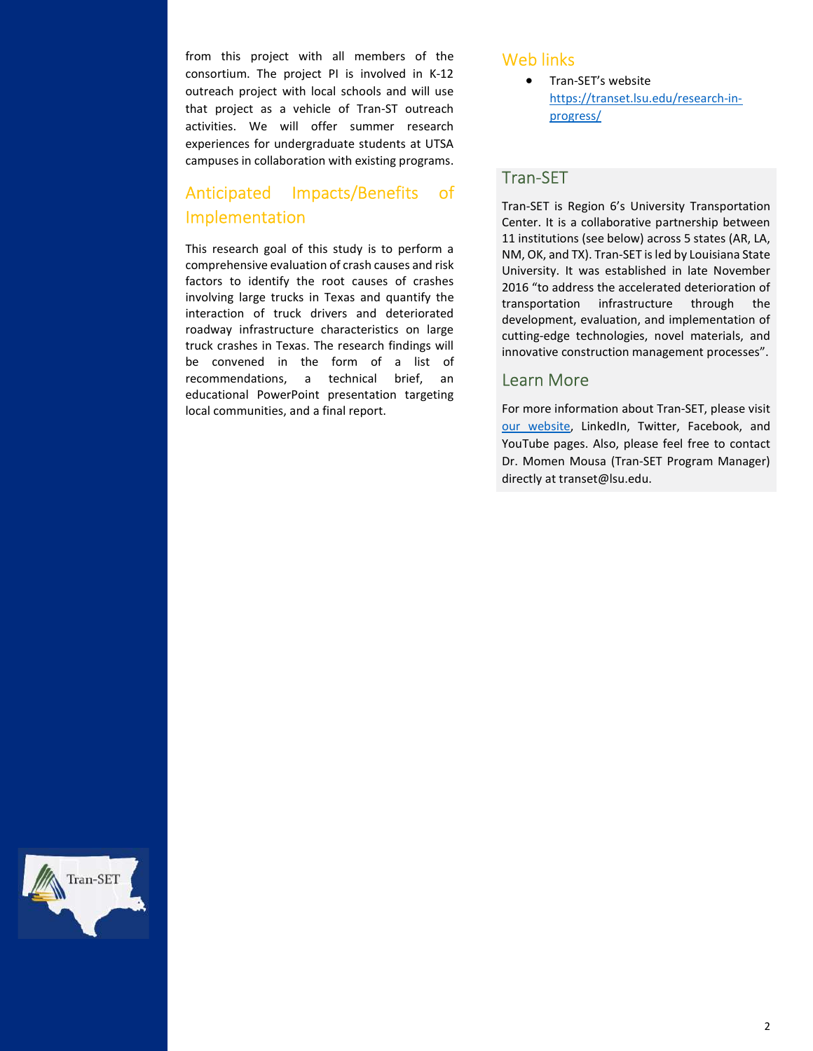from this project with all members of the consortium. The project PI is involved in K-12 outreach project with local schools and will use that project as a vehicle of Tran-ST outreach activities. We will offer summer research experiences for undergraduate students at UTSA campuses in collaboration with existing programs.

## Anticipated Impacts/Benefits of Implementation

This research goal of this study is to perform a comprehensive evaluation of crash causes and risk factors to identify the root causes of crashes involving large trucks in Texas and quantify the interaction of truck drivers and deteriorated roadway infrastructure characteristics on large truck crashes in Texas. The research findings will be convened in the form of a list of recommendations, a technical brief, an educational PowerPoint presentation targeting local communities, and a final report.

## Web links

- Tran-SET's website
  https://transet.lsu.edu/research-in-progress/

## Tran-SET

Tran-SET is Region 6's University Transportation Center. It is a collaborative partnership between 11 institutions (see below) across 5 states (AR, LA, NM, OK, and TX). Tran-SET is led by Louisiana State University. It was established in late November 2016 "to address the accelerated deterioration of transportation infrastructure through the development, evaluation, and implementation of cutting-edge technologies, novel materials, and innovative construction management processes".

## Learn More

For more information about Tran-SET, please visit our website, LinkedIn, Twitter, Facebook, and YouTube pages. Also, please feel free to contact Dr. Momen Mousa (Tran-SET Program Manager) directly at transet@lsu.edu.